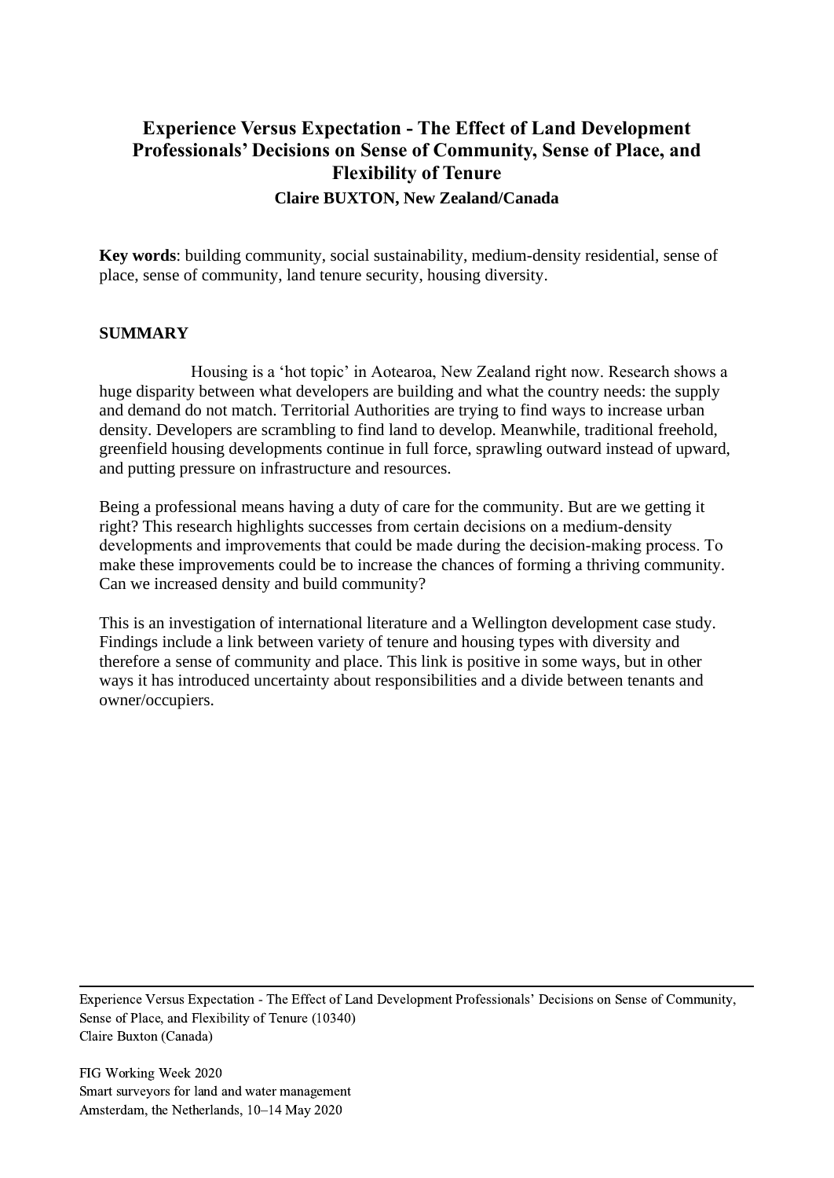# Experience Versus Expectation - The Effect of Land Development Professionals' Decisions on Sense of Community, Sense of Place, and Flexibility of Tenure

**Claire BUXTON, New Zealand/Canada**

**Key words**: building community, social sustainability, medium-density residential, sense of place, sense of community, land tenure security, housing diversity.

## SUMMARY

Housing is a 'hot topic' in Aotearoa, New Zealand right now. Research shows a huge disparity between what developers are building and what the country needs: the supply and demand do not match. Territorial Authorities are trying to find ways to increase urban density. Developers are scrambling to find land to develop. Meanwhile, traditional freehold, greenfield housing developments continue in full force, sprawling outward instead of upward, and putting pressure on infrastructure and resources.

Being a professional means having a duty of care for the community. But are we getting it right? This research highlights successes from certain decisions on a medium-density developments and improvements that could be made during the decision-making process. To make these improvements could be to increase the chances of forming a thriving community. Can we increased density and build community?

This is an investigation of international literature and a Wellington development case study. Findings include a link between variety of tenure and housing types with diversity and therefore a sense of community and place. This link is positive in some ways, but in other ways it has introduced uncertainty about responsibilities and a divide between tenants and owner/occupiers.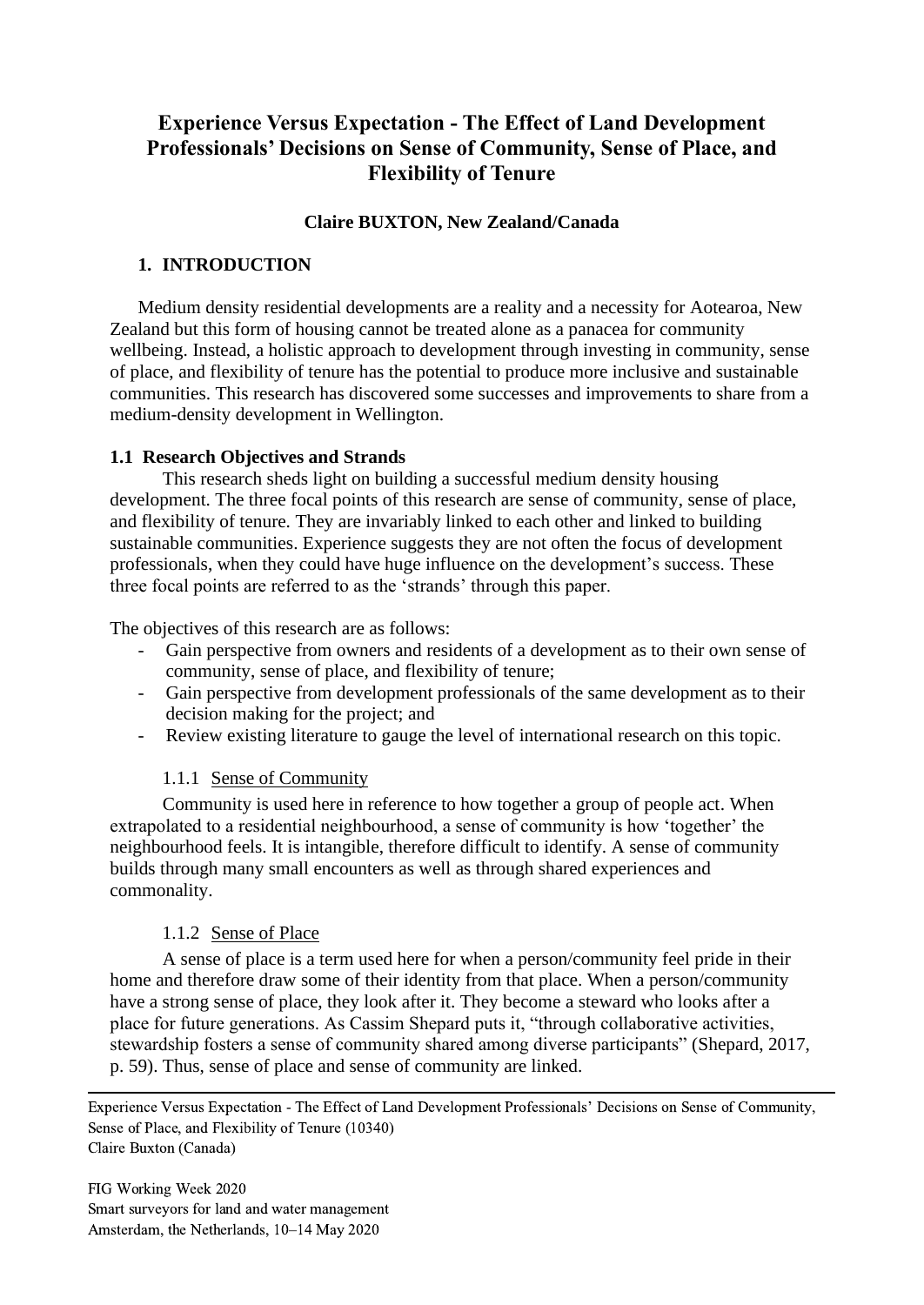# Experience Versus Expectation - The Effect of Land Development Professionals' Decisions on Sense of Community, Sense of Place, and Flexibility of Tenure

**Claire BUXTON, New Zealand/Canada**

## 1. INTRODUCTION

Medium density residential developments are a reality and a necessity for Aotearoa, New Zealand but this form of housing cannot be treated alone as a panacea for community wellbeing. Instead, a holistic approach to development through investing in community, sense of place, and flexibility of tenure has the potential to produce more inclusive and sustainable communities. This research has discovered some successes and improvements to share from a medium-density development in Wellington.

### 1.1 Research Objectives and Strands

This research sheds light on building a successful medium density housing development. The three focal points of this research are sense of community, sense of place, and flexibility of tenure. They are invariably linked to each other and linked to building sustainable communities. Experience suggests they are not often the focus of development professionals, when they could have huge influence on the development's success. These three focal points are referred to as the 'strands' through this paper.

The objectives of this research are as follows:

- Gain perspective from owners and residents of a development as to their own sense of community, sense of place, and flexibility of tenure;
- Gain perspective from development professionals of the same development as to their decision making for the project; and
- Review existing literature to gauge the level of international research on this topic.

#### 1.1.1 Sense of Community

Community is used here in reference to how together a group of people act. When extrapolated to a residential neighbourhood, a sense of community is how 'together' the neighbourhood feels. It is intangible, therefore difficult to identify. A sense of community builds through many small encounters as well as through shared experiences and commonality.

#### 1.1.2 Sense of Place

A sense of place is a term used here for when a person/community feel pride in their home and therefore draw some of their identity from that place. When a person/community have a strong sense of place, they look after it. They become a steward who looks after a place for future generations. As Cassim Shepard puts it, "through collaborative activities, stewardship fosters a sense of community shared among diverse participants" (Shepard, 2017, p. 59). Thus, sense of place and sense of community are linked.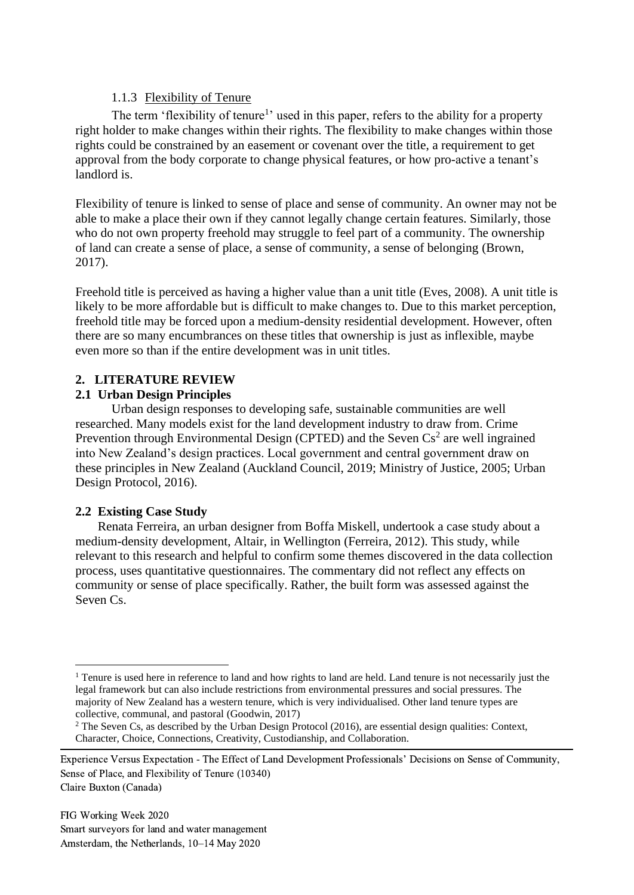### 1.1.3 Flexibility of Tenure

The term 'flexibility of tenure[1]' used in this paper, refers to the ability for a property right holder to make changes within their rights. The flexibility to make changes within those rights could be constrained by an easement or covenant over the title, a requirement to get approval from the body corporate to change physical features, or how pro-active a tenant's landlord is.

Flexibility of tenure is linked to sense of place and sense of community. An owner may not be able to make a place their own if they cannot legally change certain features. Similarly, those who do not own property freehold may struggle to feel part of a community. The ownership of land can create a sense of place, a sense of community, a sense of belonging (Brown, 2017).

Freehold title is perceived as having a higher value than a unit title (Eves, 2008). A unit title is likely to be more affordable but is difficult to make changes to. Due to this market perception, freehold title may be forced upon a medium-density residential development. However, often there are so many encumbrances on these titles that ownership is just as inflexible, maybe even more so than if the entire development was in unit titles.

## 2. LITERATURE REVIEW

### 2.1 Urban Design Principles

Urban design responses to developing safe, sustainable communities are well researched. Many models exist for the land development industry to draw from. Crime Prevention through Environmental Design (CPTED) and the Seven Cs[2] are well ingrained into New Zealand's design practices. Local government and central government draw on these principles in New Zealand (Auckland Council, 2019; Ministry of Justice, 2005; Urban Design Protocol, 2016).

### 2.2 Existing Case Study

Renata Ferreira, an urban designer from Boffa Miskell, undertook a case study about a medium-density development, Altair, in Wellington (Ferreira, 2012). This study, while relevant to this research and helpful to confirm some themes discovered in the data collection process, uses quantitative questionnaires. The commentary did not reflect any effects on community or sense of place specifically. Rather, the built form was assessed against the Seven Cs.

---

[1] Tenure is used here in reference to land and how rights to land are held. Land tenure is not necessarily just the legal framework but can also include restrictions from environmental pressures and social pressures. The majority of New Zealand has a western tenure, which is very individualised. Other land tenure types are collective, communal, and pastoral (Goodwin, 2017)

[2] The Seven Cs, as described by the Urban Design Protocol (2016), are essential design qualities: Context, Character, Choice, Connections, Creativity, Custodianship, and Collaboration.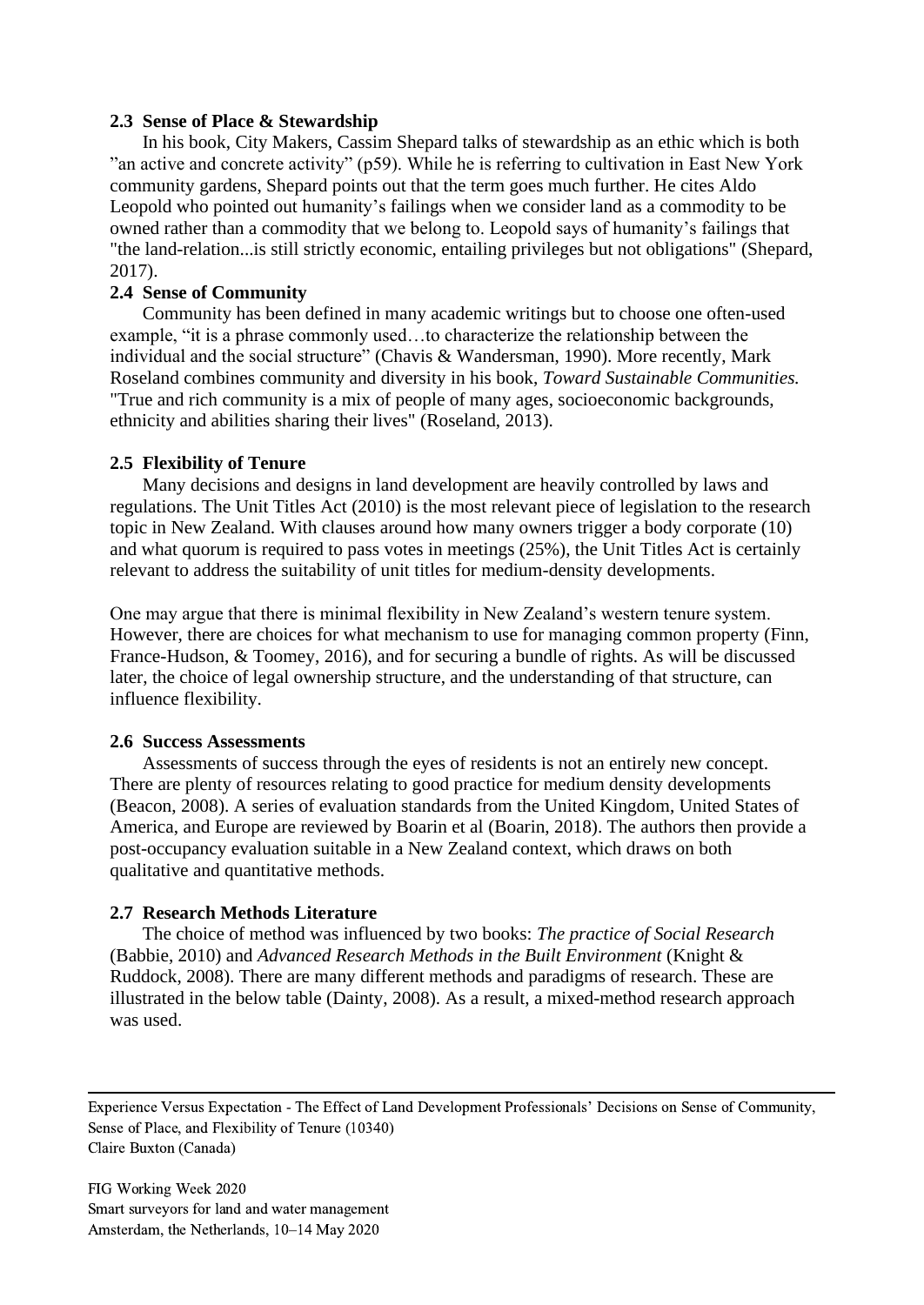### 2.3 Sense of Place & Stewardship

In his book, City Makers, Cassim Shepard talks of stewardship as an ethic which is both "an active and concrete activity" (p59). While he is referring to cultivation in East New York community gardens, Shepard points out that the term goes much further. He cites Aldo Leopold who pointed out humanity's failings when we consider land as a commodity to be owned rather than a commodity that we belong to. Leopold says of humanity's failings that "the land-relation...is still strictly economic, entailing privileges but not obligations" (Shepard, 2017).

### 2.4 Sense of Community

Community has been defined in many academic writings but to choose one often-used example, "it is a phrase commonly used…to characterize the relationship between the individual and the social structure" (Chavis & Wandersman, 1990). More recently, Mark Roseland combines community and diversity in his book, *Toward Sustainable Communities.* "True and rich community is a mix of people of many ages, socioeconomic backgrounds, ethnicity and abilities sharing their lives" (Roseland, 2013).

### 2.5 Flexibility of Tenure

Many decisions and designs in land development are heavily controlled by laws and regulations. The Unit Titles Act (2010) is the most relevant piece of legislation to the research topic in New Zealand. With clauses around how many owners trigger a body corporate (10) and what quorum is required to pass votes in meetings (25%), the Unit Titles Act is certainly relevant to address the suitability of unit titles for medium-density developments.

One may argue that there is minimal flexibility in New Zealand's western tenure system. However, there are choices for what mechanism to use for managing common property (Finn, France-Hudson, & Toomey, 2016), and for securing a bundle of rights. As will be discussed later, the choice of legal ownership structure, and the understanding of that structure, can influence flexibility.

### 2.6 Success Assessments

Assessments of success through the eyes of residents is not an entirely new concept. There are plenty of resources relating to good practice for medium density developments (Beacon, 2008). A series of evaluation standards from the United Kingdom, United States of America, and Europe are reviewed by Boarin et al (Boarin, 2018). The authors then provide a post-occupancy evaluation suitable in a New Zealand context, which draws on both qualitative and quantitative methods.

### 2.7 Research Methods Literature

The choice of method was influenced by two books: *The practice of Social Research* (Babbie, 2010) and *Advanced Research Methods in the Built Environment* (Knight & Ruddock, 2008). There are many different methods and paradigms of research. These are illustrated in the below table (Dainty, 2008). As a result, a mixed-method research approach was used.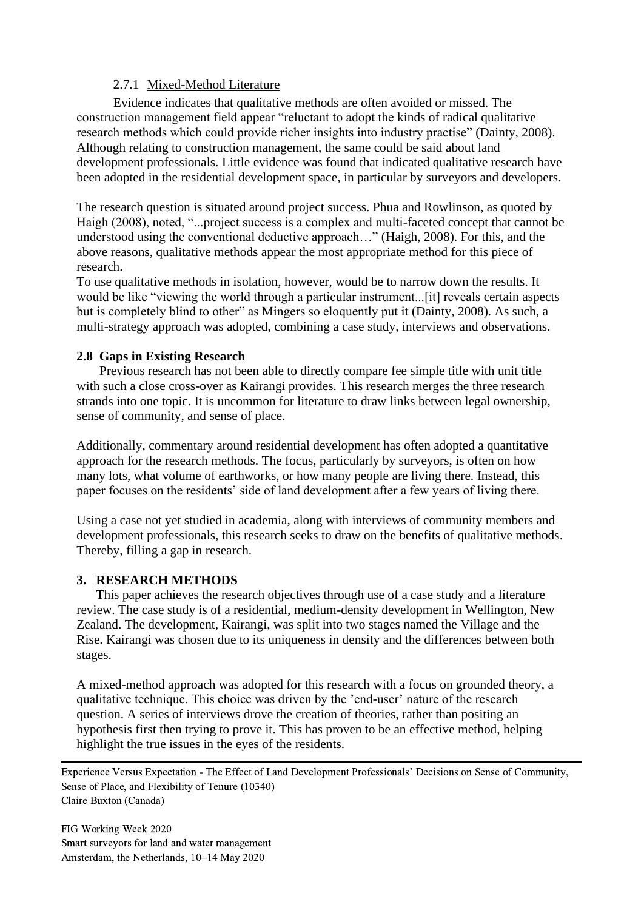#### 2.7.1 Mixed-Method Literature

Evidence indicates that qualitative methods are often avoided or missed. The construction management field appear "reluctant to adopt the kinds of radical qualitative research methods which could provide richer insights into industry practise" (Dainty, 2008). Although relating to construction management, the same could be said about land development professionals. Little evidence was found that indicated qualitative research have been adopted in the residential development space, in particular by surveyors and developers.

The research question is situated around project success. Phua and Rowlinson, as quoted by Haigh (2008), noted, "...project success is a complex and multi-faceted concept that cannot be understood using the conventional deductive approach…" (Haigh, 2008). For this, and the above reasons, qualitative methods appear the most appropriate method for this piece of research.

To use qualitative methods in isolation, however, would be to narrow down the results. It would be like "viewing the world through a particular instrument...[it] reveals certain aspects but is completely blind to other" as Mingers so eloquently put it (Dainty, 2008). As such, a multi-strategy approach was adopted, combining a case study, interviews and observations.

### 2.8 Gaps in Existing Research

Previous research has not been able to directly compare fee simple title with unit title with such a close cross-over as Kairangi provides. This research merges the three research strands into one topic. It is uncommon for literature to draw links between legal ownership, sense of community, and sense of place.

Additionally, commentary around residential development has often adopted a quantitative approach for the research methods. The focus, particularly by surveyors, is often on how many lots, what volume of earthworks, or how many people are living there. Instead, this paper focuses on the residents' side of land development after a few years of living there.

Using a case not yet studied in academia, along with interviews of community members and development professionals, this research seeks to draw on the benefits of qualitative methods. Thereby, filling a gap in research.

## 3. RESEARCH METHODS

This paper achieves the research objectives through use of a case study and a literature review. The case study is of a residential, medium-density development in Wellington, New Zealand. The development, Kairangi, was split into two stages named the Village and the Rise. Kairangi was chosen due to its uniqueness in density and the differences between both stages.

A mixed-method approach was adopted for this research with a focus on grounded theory, a qualitative technique. This choice was driven by the 'end-user' nature of the research question. A series of interviews drove the creation of theories, rather than positing an hypothesis first then trying to prove it. This has proven to be an effective method, helping highlight the true issues in the eyes of the residents.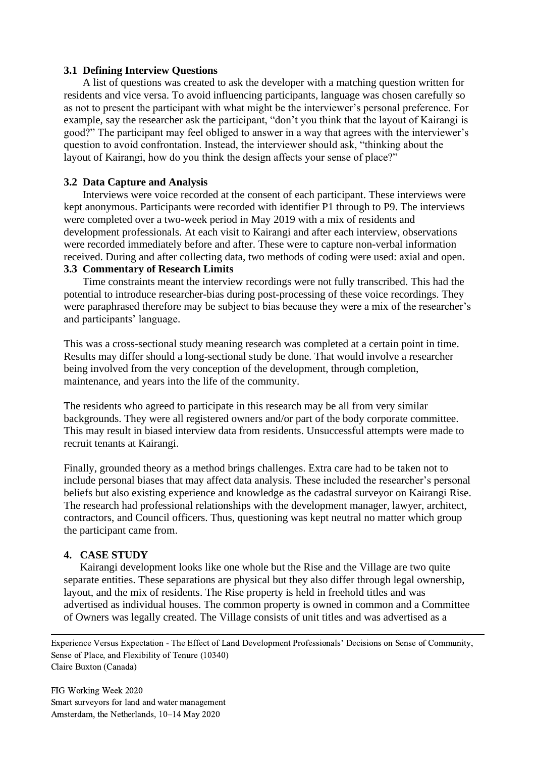### 3.1 Defining Interview Questions

A list of questions was created to ask the developer with a matching question written for residents and vice versa. To avoid influencing participants, language was chosen carefully so as not to present the participant with what might be the interviewer's personal preference. For example, say the researcher ask the participant, "don't you think that the layout of Kairangi is good?" The participant may feel obliged to answer in a way that agrees with the interviewer's question to avoid confrontation. Instead, the interviewer should ask, "thinking about the layout of Kairangi, how do you think the design affects your sense of place?"

### 3.2 Data Capture and Analysis

Interviews were voice recorded at the consent of each participant. These interviews were kept anonymous. Participants were recorded with identifier P1 through to P9. The interviews were completed over a two-week period in May 2019 with a mix of residents and development professionals. At each visit to Kairangi and after each interview, observations were recorded immediately before and after. These were to capture non-verbal information received. During and after collecting data, two methods of coding were used: axial and open.

### 3.3 Commentary of Research Limits

Time constraints meant the interview recordings were not fully transcribed. This had the potential to introduce researcher-bias during post-processing of these voice recordings. They were paraphrased therefore may be subject to bias because they were a mix of the researcher's and participants' language.

This was a cross-sectional study meaning research was completed at a certain point in time. Results may differ should a long-sectional study be done. That would involve a researcher being involved from the very conception of the development, through completion, maintenance, and years into the life of the community.

The residents who agreed to participate in this research may be all from very similar backgrounds. They were all registered owners and/or part of the body corporate committee. This may result in biased interview data from residents. Unsuccessful attempts were made to recruit tenants at Kairangi.

Finally, grounded theory as a method brings challenges. Extra care had to be taken not to include personal biases that may affect data analysis. These included the researcher's personal beliefs but also existing experience and knowledge as the cadastral surveyor on Kairangi Rise. The research had professional relationships with the development manager, lawyer, architect, contractors, and Council officers. Thus, questioning was kept neutral no matter which group the participant came from.

## 4. CASE STUDY

Kairangi development looks like one whole but the Rise and the Village are two quite separate entities. These separations are physical but they also differ through legal ownership, layout, and the mix of residents. The Rise property is held in freehold titles and was advertised as individual houses. The common property is owned in common and a Committee of Owners was legally created. The Village consists of unit titles and was advertised as a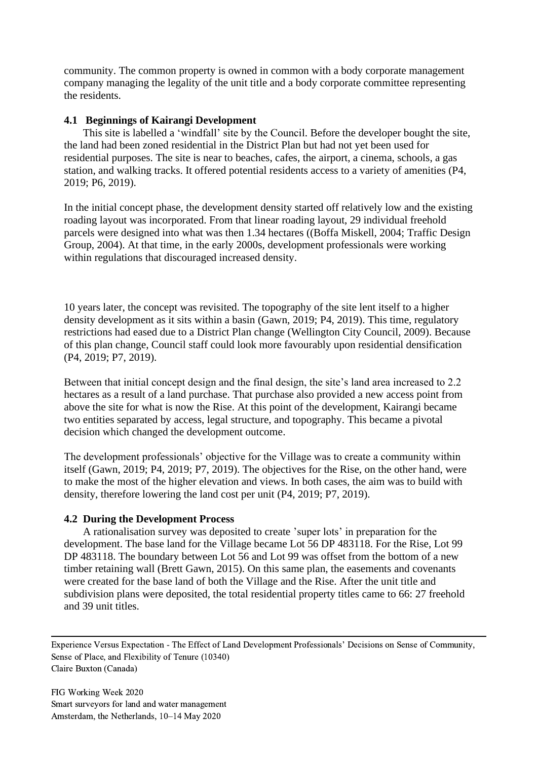community. The common property is owned in common with a body corporate management company managing the legality of the unit title and a body corporate committee representing the residents.

### 4.1 Beginnings of Kairangi Development

This site is labelled a 'windfall' site by the Council. Before the developer bought the site, the land had been zoned residential in the District Plan but had not yet been used for residential purposes. The site is near to beaches, cafes, the airport, a cinema, schools, a gas station, and walking tracks. It offered potential residents access to a variety of amenities (P4, 2019; P6, 2019).

In the initial concept phase, the development density started off relatively low and the existing roading layout was incorporated. From that linear roading layout, 29 individual freehold parcels were designed into what was then 1.34 hectares ((Boffa Miskell, 2004; Traffic Design Group, 2004). At that time, in the early 2000s, development professionals were working within regulations that discouraged increased density.

10 years later, the concept was revisited. The topography of the site lent itself to a higher density development as it sits within a basin (Gawn, 2019; P4, 2019). This time, regulatory restrictions had eased due to a District Plan change (Wellington City Council, 2009). Because of this plan change, Council staff could look more favourably upon residential densification (P4, 2019; P7, 2019).

Between that initial concept design and the final design, the site's land area increased to 2.2 hectares as a result of a land purchase. That purchase also provided a new access point from above the site for what is now the Rise. At this point of the development, Kairangi became two entities separated by access, legal structure, and topography. This became a pivotal decision which changed the development outcome.

The development professionals' objective for the Village was to create a community within itself (Gawn, 2019; P4, 2019; P7, 2019). The objectives for the Rise, on the other hand, were to make the most of the higher elevation and views. In both cases, the aim was to build with density, therefore lowering the land cost per unit (P4, 2019; P7, 2019).

### 4.2 During the Development Process

A rationalisation survey was deposited to create 'super lots' in preparation for the development. The base land for the Village became Lot 56 DP 483118. For the Rise, Lot 99 DP 483118. The boundary between Lot 56 and Lot 99 was offset from the bottom of a new timber retaining wall (Brett Gawn, 2015). On this same plan, the easements and covenants were created for the base land of both the Village and the Rise. After the unit title and subdivision plans were deposited, the total residential property titles came to 66: 27 freehold and 39 unit titles.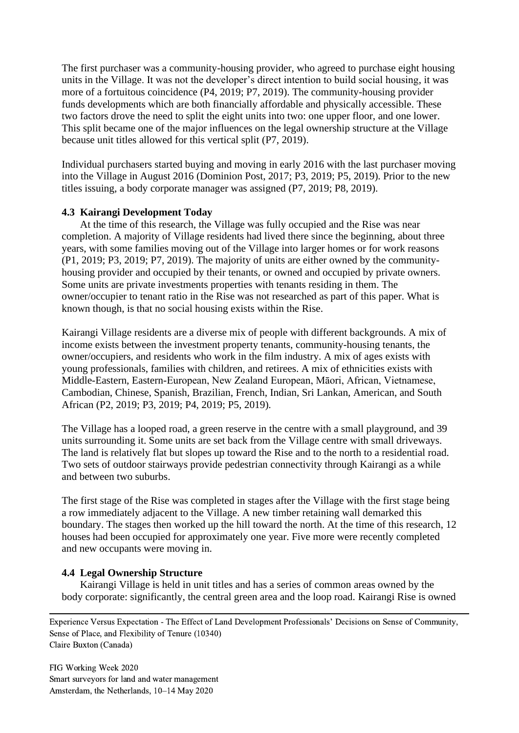The first purchaser was a community-housing provider, who agreed to purchase eight housing units in the Village. It was not the developer's direct intention to build social housing, it was more of a fortuitous coincidence (P4, 2019; P7, 2019). The community-housing provider funds developments which are both financially affordable and physically accessible. These two factors drove the need to split the eight units into two: one upper floor, and one lower. This split became one of the major influences on the legal ownership structure at the Village because unit titles allowed for this vertical split (P7, 2019).

Individual purchasers started buying and moving in early 2016 with the last purchaser moving into the Village in August 2016 (Dominion Post, 2017; P3, 2019; P5, 2019). Prior to the new titles issuing, a body corporate manager was assigned (P7, 2019; P8, 2019).

### 4.3 Kairangi Development Today

At the time of this research, the Village was fully occupied and the Rise was near completion. A majority of Village residents had lived there since the beginning, about three years, with some families moving out of the Village into larger homes or for work reasons (P1, 2019; P3, 2019; P7, 2019). The majority of units are either owned by the community-housing provider and occupied by their tenants, or owned and occupied by private owners. Some units are private investments properties with tenants residing in them. The owner/occupier to tenant ratio in the Rise was not researched as part of this paper. What is known though, is that no social housing exists within the Rise.

Kairangi Village residents are a diverse mix of people with different backgrounds. A mix of income exists between the investment property tenants, community-housing tenants, the owner/occupiers, and residents who work in the film industry. A mix of ages exists with young professionals, families with children, and retirees. A mix of ethnicities exists with Middle-Eastern, Eastern-European, New Zealand European, Māori, African, Vietnamese, Cambodian, Chinese, Spanish, Brazilian, French, Indian, Sri Lankan, American, and South African (P2, 2019; P3, 2019; P4, 2019; P5, 2019).

The Village has a looped road, a green reserve in the centre with a small playground, and 39 units surrounding it. Some units are set back from the Village centre with small driveways. The land is relatively flat but slopes up toward the Rise and to the north to a residential road. Two sets of outdoor stairways provide pedestrian connectivity through Kairangi as a while and between two suburbs.

The first stage of the Rise was completed in stages after the Village with the first stage being a row immediately adjacent to the Village. A new timber retaining wall demarked this boundary. The stages then worked up the hill toward the north. At the time of this research, 12 houses had been occupied for approximately one year. Five more were recently completed and new occupants were moving in.

### 4.4 Legal Ownership Structure

Kairangi Village is held in unit titles and has a series of common areas owned by the body corporate: significantly, the central green area and the loop road. Kairangi Rise is owned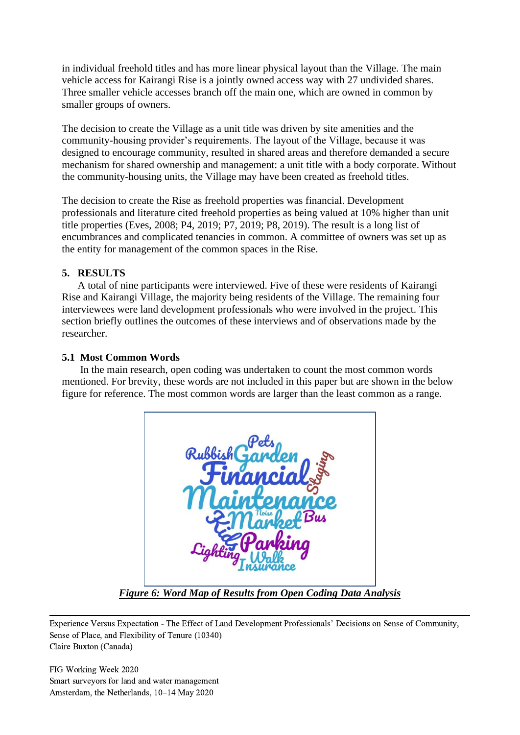in individual freehold titles and has more linear physical layout than the Village. The main vehicle access for Kairangi Rise is a jointly owned access way with 27 undivided shares. Three smaller vehicle accesses branch off the main one, which are owned in common by smaller groups of owners.

The decision to create the Village as a unit title was driven by site amenities and the community-housing provider's requirements. The layout of the Village, because it was designed to encourage community, resulted in shared areas and therefore demanded a secure mechanism for shared ownership and management: a unit title with a body corporate. Without the community-housing units, the Village may have been created as freehold titles.

The decision to create the Rise as freehold properties was financial. Development professionals and literature cited freehold properties as being valued at 10% higher than unit title properties (Eves, 2008; P4, 2019; P7, 2019; P8, 2019). The result is a long list of encumbrances and complicated tenancies in common. A committee of owners was set up as the entity for management of the common spaces in the Rise.

## 5. RESULTS

A total of nine participants were interviewed. Five of these were residents of Kairangi Rise and Kairangi Village, the majority being residents of the Village. The remaining four interviewees were land development professionals who were involved in the project. This section briefly outlines the outcomes of these interviews and of observations made by the researcher.

### 5.1 Most Common Words

In the main research, open coding was undertaken to count the most common words mentioned. For brevity, these words are not included in this paper but are shown in the below figure for reference. The most common words are larger than the least common as a range.

***Figure 6: Word Map of Results from Open Coding Data Analysis***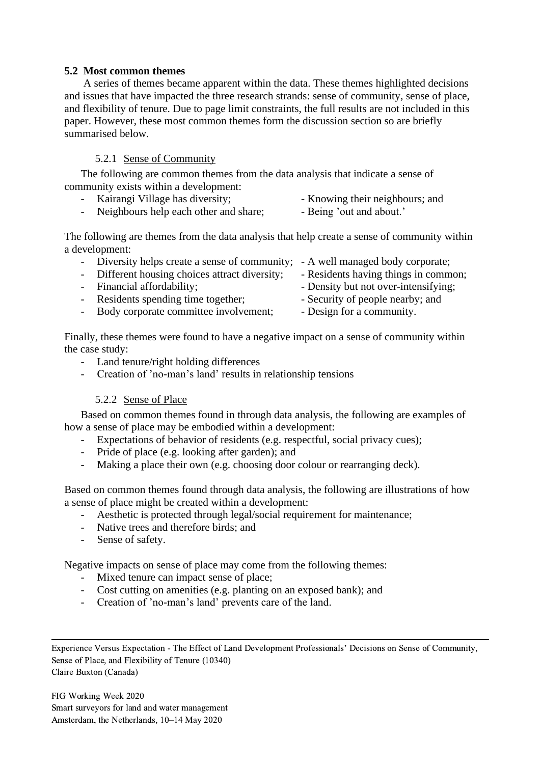## 5.2 Most common themes

A series of themes became apparent within the data. These themes highlighted decisions and issues that have impacted the three research strands: sense of community, sense of place, and flexibility of tenure. Due to page limit constraints, the full results are not included in this paper. However, these most common themes form the discussion section so are briefly summarised below.

### 5.2.1 Sense of Community

The following are common themes from the data analysis that indicate a sense of community exists within a development:

- Kairangi Village has diversity;
- Neighbours help each other and share;
- Knowing their neighbours; and
- Being 'out and about.'

The following are themes from the data analysis that help create a sense of community within a development:

- Diversity helps create a sense of community;
- Different housing choices attract diversity;
- Financial affordability;
- Residents spending time together;
- Body corporate committee involvement;
- A well managed body corporate;
- Residents having things in common;
- Density but not over-intensifying;
- Security of people nearby; and
- Design for a community.

Finally, these themes were found to have a negative impact on a sense of community within the case study:

- Land tenure/right holding differences
- Creation of 'no-man's land' results in relationship tensions

### 5.2.2 Sense of Place

Based on common themes found in through data analysis, the following are examples of how a sense of place may be embodied within a development:

- Expectations of behavior of residents (e.g. respectful, social privacy cues);
- Pride of place (e.g. looking after garden); and
- Making a place their own (e.g. choosing door colour or rearranging deck).

Based on common themes found through data analysis, the following are illustrations of how a sense of place might be created within a development:

- Aesthetic is protected through legal/social requirement for maintenance;
- Native trees and therefore birds; and
- Sense of safety.

Negative impacts on sense of place may come from the following themes:

- Mixed tenure can impact sense of place;
- Cost cutting on amenities (e.g. planting on an exposed bank); and
- Creation of 'no-man's land' prevents care of the land.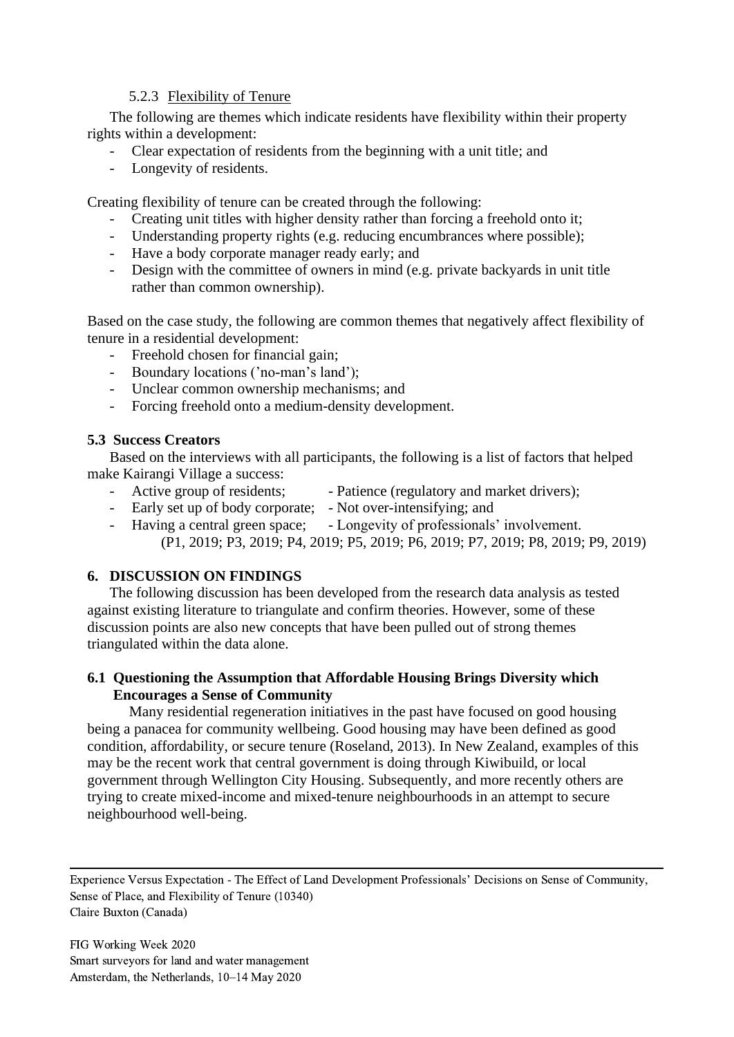#### 5.2.3 Flexibility of Tenure

The following are themes which indicate residents have flexibility within their property rights within a development:

- Clear expectation of residents from the beginning with a unit title; and
- Longevity of residents.

Creating flexibility of tenure can be created through the following:

- Creating unit titles with higher density rather than forcing a freehold onto it;
- Understanding property rights (e.g. reducing encumbrances where possible);
- Have a body corporate manager ready early; and
- Design with the committee of owners in mind (e.g. private backyards in unit title rather than common ownership).

Based on the case study, the following are common themes that negatively affect flexibility of tenure in a residential development:

- Freehold chosen for financial gain;
- Boundary locations ('no-man's land');
- Unclear common ownership mechanisms; and
- Forcing freehold onto a medium-density development.

### 5.3 Success Creators

Based on the interviews with all participants, the following is a list of factors that helped make Kairangi Village a success:

- Active group of residents;
- Early set up of body corporate;
- Having a central green space;
- Patience (regulatory and market drivers);
- Not over-intensifying; and
- Longevity of professionals' involvement.

(P1, 2019; P3, 2019; P4, 2019; P5, 2019; P6, 2019; P7, 2019; P8, 2019; P9, 2019)

## 6. DISCUSSION ON FINDINGS

The following discussion has been developed from the research data analysis as tested against existing literature to triangulate and confirm theories. However, some of these discussion points are also new concepts that have been pulled out of strong themes triangulated within the data alone.

### 6.1 Questioning the Assumption that Affordable Housing Brings Diversity which Encourages a Sense of Community

Many residential regeneration initiatives in the past have focused on good housing being a panacea for community wellbeing. Good housing may have been defined as good condition, affordability, or secure tenure (Roseland, 2013). In New Zealand, examples of this may be the recent work that central government is doing through Kiwibuild, or local government through Wellington City Housing. Subsequently, and more recently others are trying to create mixed-income and mixed-tenure neighbourhoods in an attempt to secure neighbourhood well-being.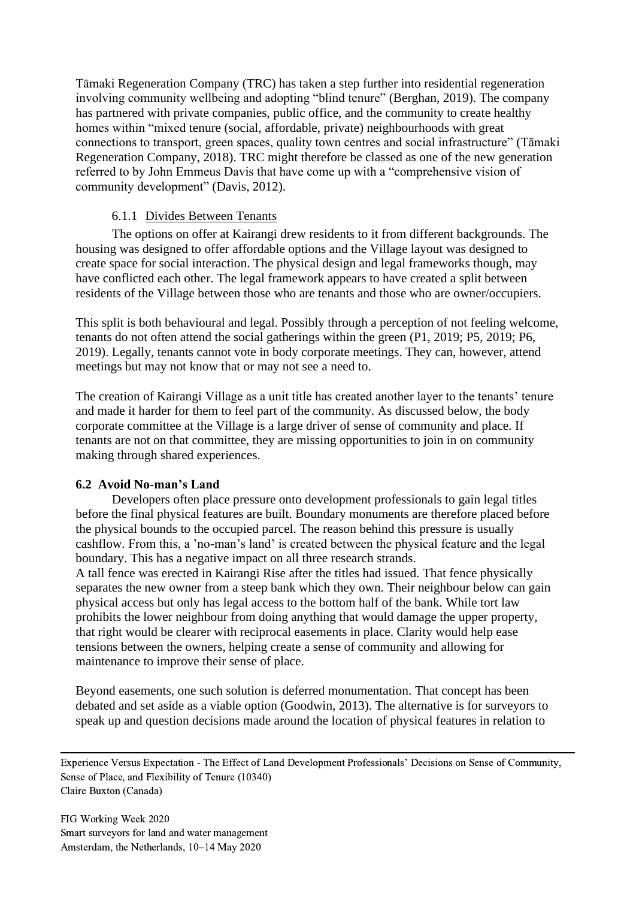Tāmaki Regeneration Company (TRC) has taken a step further into residential regeneration involving community wellbeing and adopting "blind tenure" (Berghan, 2019). The company has partnered with private companies, public office, and the community to create healthy homes within "mixed tenure (social, affordable, private) neighbourhoods with great connections to transport, green spaces, quality town centres and social infrastructure" (Tāmaki Regeneration Company, 2018). TRC might therefore be classed as one of the new generation referred to by John Emmeus Davis that have come up with a "comprehensive vision of community development" (Davis, 2012).

#### 6.1.1 Divides Between Tenants

The options on offer at Kairangi drew residents to it from different backgrounds. The housing was designed to offer affordable options and the Village layout was designed to create space for social interaction. The physical design and legal frameworks though, may have conflicted each other. The legal framework appears to have created a split between residents of the Village between those who are tenants and those who are owner/occupiers.

This split is both behavioural and legal. Possibly through a perception of not feeling welcome, tenants do not often attend the social gatherings within the green (P1, 2019; P5, 2019; P6, 2019). Legally, tenants cannot vote in body corporate meetings. They can, however, attend meetings but may not know that or may not see a need to.

The creation of Kairangi Village as a unit title has created another layer to the tenants' tenure and made it harder for them to feel part of the community. As discussed below, the body corporate committee at the Village is a large driver of sense of community and place. If tenants are not on that committee, they are missing opportunities to join in on community making through shared experiences.

### 6.2 Avoid No-man's Land

Developers often place pressure onto development professionals to gain legal titles before the final physical features are built. Boundary monuments are therefore placed before the physical bounds to the occupied parcel. The reason behind this pressure is usually cashflow. From this, a 'no-man's land' is created between the physical feature and the legal boundary. This has a negative impact on all three research strands.
A tall fence was erected in Kairangi Rise after the titles had issued. That fence physically separates the new owner from a steep bank which they own. Their neighbour below can gain physical access but only has legal access to the bottom half of the bank. While tort law prohibits the lower neighbour from doing anything that would damage the upper property, that right would be clearer with reciprocal easements in place. Clarity would help ease tensions between the owners, helping create a sense of community and allowing for maintenance to improve their sense of place.

Beyond easements, one such solution is deferred monumentation. That concept has been debated and set aside as a viable option (Goodwin, 2013). The alternative is for surveyors to speak up and question decisions made around the location of physical features in relation to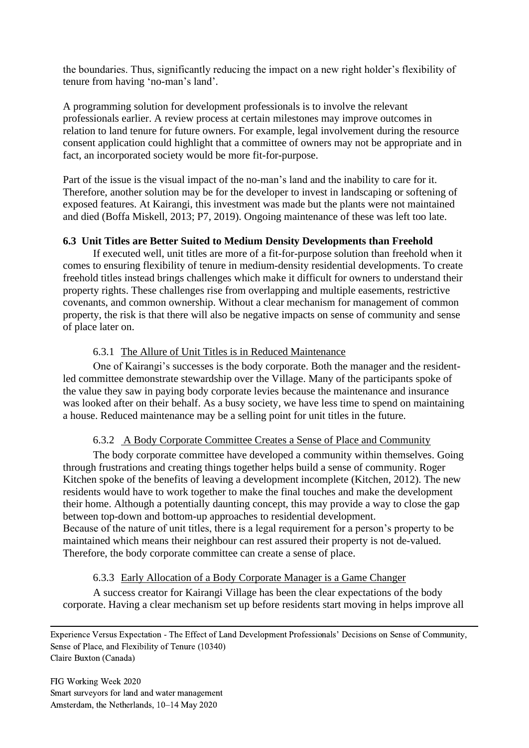the boundaries. Thus, significantly reducing the impact on a new right holder's flexibility of tenure from having 'no-man's land'.

A programming solution for development professionals is to involve the relevant professionals earlier. A review process at certain milestones may improve outcomes in relation to land tenure for future owners. For example, legal involvement during the resource consent application could highlight that a committee of owners may not be appropriate and in fact, an incorporated society would be more fit-for-purpose.

Part of the issue is the visual impact of the no-man's land and the inability to care for it. Therefore, another solution may be for the developer to invest in landscaping or softening of exposed features. At Kairangi, this investment was made but the plants were not maintained and died (Boffa Miskell, 2013; P7, 2019). Ongoing maintenance of these was left too late.

### 6.3 Unit Titles are Better Suited to Medium Density Developments than Freehold

If executed well, unit titles are more of a fit-for-purpose solution than freehold when it comes to ensuring flexibility of tenure in medium-density residential developments. To create freehold titles instead brings challenges which make it difficult for owners to understand their property rights. These challenges rise from overlapping and multiple easements, restrictive covenants, and common ownership. Without a clear mechanism for management of common property, the risk is that there will also be negative impacts on sense of community and sense of place later on.

#### 6.3.1 The Allure of Unit Titles is in Reduced Maintenance

One of Kairangi's successes is the body corporate. Both the manager and the resident-led committee demonstrate stewardship over the Village. Many of the participants spoke of the value they saw in paying body corporate levies because the maintenance and insurance was looked after on their behalf. As a busy society, we have less time to spend on maintaining a house. Reduced maintenance may be a selling point for unit titles in the future.

#### 6.3.2 A Body Corporate Committee Creates a Sense of Place and Community

The body corporate committee have developed a community within themselves. Going through frustrations and creating things together helps build a sense of community. Roger Kitchen spoke of the benefits of leaving a development incomplete (Kitchen, 2012). The new residents would have to work together to make the final touches and make the development their home. Although a potentially daunting concept, this may provide a way to close the gap between top-down and bottom-up approaches to residential development.

Because of the nature of unit titles, there is a legal requirement for a person's property to be maintained which means their neighbour can rest assured their property is not de-valued. Therefore, the body corporate committee can create a sense of place.

#### 6.3.3 Early Allocation of a Body Corporate Manager is a Game Changer

A success creator for Kairangi Village has been the clear expectations of the body corporate. Having a clear mechanism set up before residents start moving in helps improve all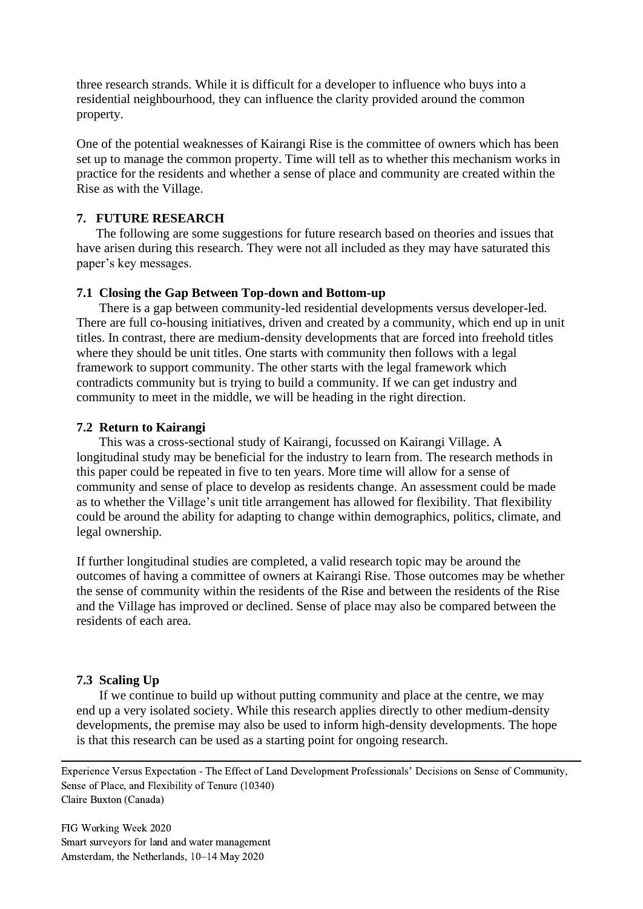three research strands. While it is difficult for a developer to influence who buys into a residential neighbourhood, they can influence the clarity provided around the common property.

One of the potential weaknesses of Kairangi Rise is the committee of owners which has been set up to manage the common property. Time will tell as to whether this mechanism works in practice for the residents and whether a sense of place and community are created within the Rise as with the Village.

## 7. FUTURE RESEARCH

The following are some suggestions for future research based on theories and issues that have arisen during this research. They were not all included as they may have saturated this paper's key messages.

### 7.1 Closing the Gap Between Top-down and Bottom-up

There is a gap between community-led residential developments versus developer-led. There are full co-housing initiatives, driven and created by a community, which end up in unit titles. In contrast, there are medium-density developments that are forced into freehold titles where they should be unit titles. One starts with community then follows with a legal framework to support community. The other starts with the legal framework which contradicts community but is trying to build a community. If we can get industry and community to meet in the middle, we will be heading in the right direction.

### 7.2 Return to Kairangi

This was a cross-sectional study of Kairangi, focussed on Kairangi Village. A longitudinal study may be beneficial for the industry to learn from. The research methods in this paper could be repeated in five to ten years. More time will allow for a sense of community and sense of place to develop as residents change. An assessment could be made as to whether the Village's unit title arrangement has allowed for flexibility. That flexibility could be around the ability for adapting to change within demographics, politics, climate, and legal ownership.

If further longitudinal studies are completed, a valid research topic may be around the outcomes of having a committee of owners at Kairangi Rise. Those outcomes may be whether the sense of community within the residents of the Rise and between the residents of the Rise and the Village has improved or declined. Sense of place may also be compared between the residents of each area.

### 7.3 Scaling Up

If we continue to build up without putting community and place at the centre, we may end up a very isolated society. While this research applies directly to other medium-density developments, the premise may also be used to inform high-density developments. The hope is that this research can be used as a starting point for ongoing research.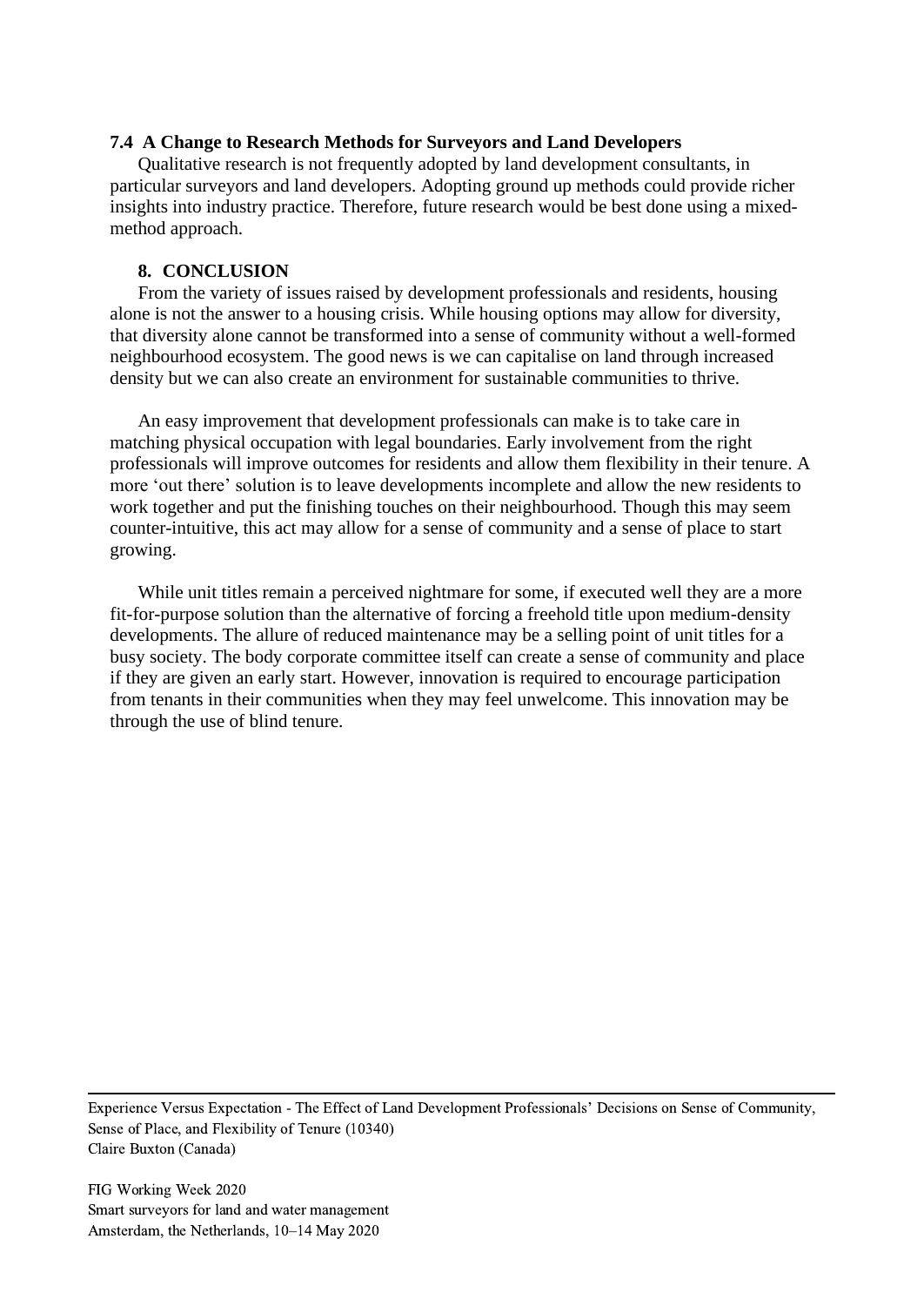### 7.4 A Change to Research Methods for Surveyors and Land Developers

Qualitative research is not frequently adopted by land development consultants, in particular surveyors and land developers. Adopting ground up methods could provide richer insights into industry practice. Therefore, future research would be best done using a mixed-method approach.

## 8. CONCLUSION

From the variety of issues raised by development professionals and residents, housing alone is not the answer to a housing crisis. While housing options may allow for diversity, that diversity alone cannot be transformed into a sense of community without a well-formed neighbourhood ecosystem. The good news is we can capitalise on land through increased density but we can also create an environment for sustainable communities to thrive.

An easy improvement that development professionals can make is to take care in matching physical occupation with legal boundaries. Early involvement from the right professionals will improve outcomes for residents and allow them flexibility in their tenure. A more 'out there' solution is to leave developments incomplete and allow the new residents to work together and put the finishing touches on their neighbourhood. Though this may seem counter-intuitive, this act may allow for a sense of community and a sense of place to start growing.

While unit titles remain a perceived nightmare for some, if executed well they are a more fit-for-purpose solution than the alternative of forcing a freehold title upon medium-density developments. The allure of reduced maintenance may be a selling point of unit titles for a busy society. The body corporate committee itself can create a sense of community and place if they are given an early start. However, innovation is required to encourage participation from tenants in their communities when they may feel unwelcome. This innovation may be through the use of blind tenure.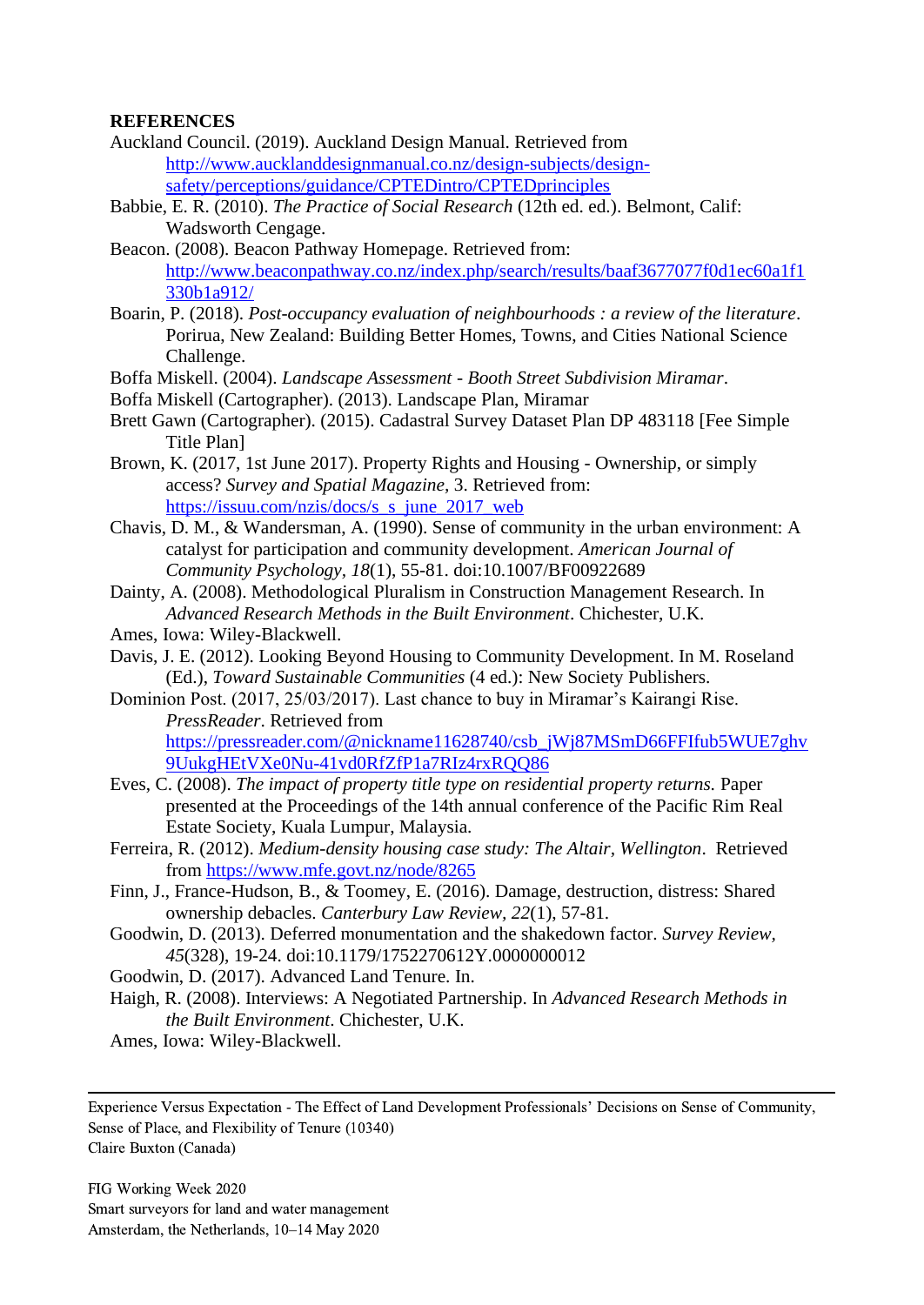**REFERENCES**

Auckland Council. (2019). Auckland Design Manual. Retrieved from http://www.aucklanddesignmanual.co.nz/design-subjects/design-safety/perceptions/guidance/CPTEDintro/CPTEDprinciples

Babbie, E. R. (2010). *The Practice of Social Research* (12th ed. ed.). Belmont, Calif: Wadsworth Cengage.

Beacon. (2008). Beacon Pathway Homepage. Retrieved from: http://www.beaconpathway.co.nz/index.php/search/results/baaf3677077f0d1ec60a1f1330b1a912/

Boarin, P. (2018). *Post-occupancy evaluation of neighbourhoods : a review of the literature*. Porirua, New Zealand: Building Better Homes, Towns, and Cities National Science Challenge.

Boffa Miskell. (2004). *Landscape Assessment - Booth Street Subdivision Miramar*.

Boffa Miskell (Cartographer). (2013). Landscape Plan, Miramar

Brett Gawn (Cartographer). (2015). Cadastral Survey Dataset Plan DP 483118 [Fee Simple Title Plan]

Brown, K. (2017, 1st June 2017). Property Rights and Housing - Ownership, or simply access? *Survey and Spatial Magazine,* 3. Retrieved from: https://issuu.com/nzis/docs/s_s_june_2017_web

Chavis, D. M., & Wandersman, A. (1990). Sense of community in the urban environment: A catalyst for participation and community development. *American Journal of Community Psychology, 18*(1), 55-81. doi:10.1007/BF00922689

Dainty, A. (2008). Methodological Pluralism in Construction Management Research. In *Advanced Research Methods in the Built Environment*. Chichester, U.K.

Ames, Iowa: Wiley-Blackwell.

Davis, J. E. (2012). Looking Beyond Housing to Community Development. In M. Roseland (Ed.), *Toward Sustainable Communities* (4 ed.): New Society Publishers.

Dominion Post. (2017, 25/03/2017). Last chance to buy in Miramar's Kairangi Rise. *PressReader*. Retrieved from https://pressreader.com/@nickname11628740/csb_jWj87MSmD66FFIfub5WUE7ghv9UukgHEtVXe0Nu-41vd0RfZfP1a7RIz4rxRQQ86

Eves, C. (2008). *The impact of property title type on residential property returns.* Paper presented at the Proceedings of the 14th annual conference of the Pacific Rim Real Estate Society, Kuala Lumpur, Malaysia.

Ferreira, R. (2012). *Medium-density housing case study: The Altair, Wellington*. Retrieved from https://www.mfe.govt.nz/node/8265

Finn, J., France-Hudson, B., & Toomey, E. (2016). Damage, destruction, distress: Shared ownership debacles. *Canterbury Law Review, 22*(1), 57-81.

Goodwin, D. (2013). Deferred monumentation and the shakedown factor. *Survey Review, 45*(328), 19-24. doi:10.1179/1752270612Y.0000000012

Goodwin, D. (2017). Advanced Land Tenure. In.

Haigh, R. (2008). Interviews: A Negotiated Partnership. In *Advanced Research Methods in the Built Environment*. Chichester, U.K.

Ames, Iowa: Wiley-Blackwell.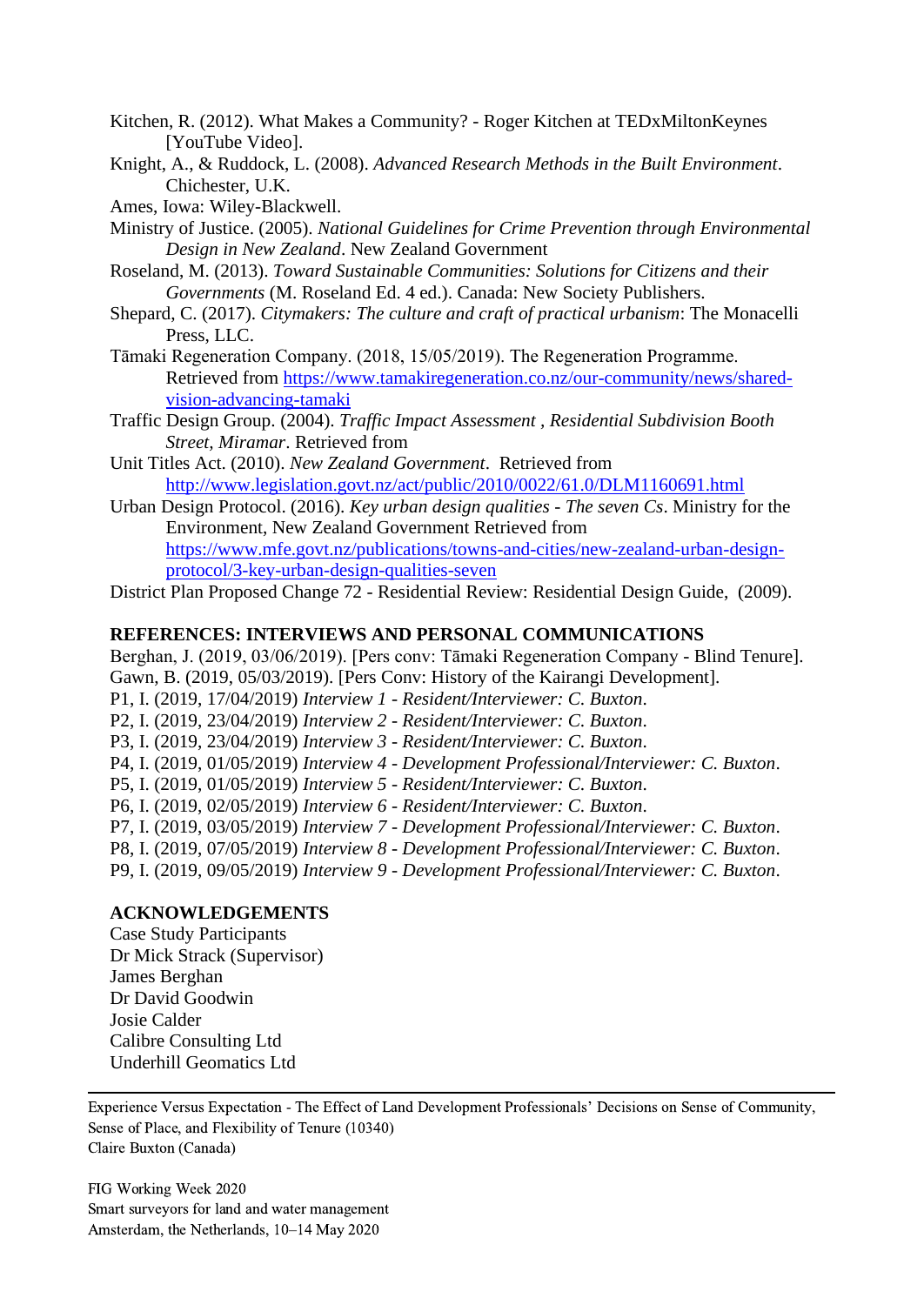Kitchen, R. (2012). What Makes a Community? - Roger Kitchen at TEDxMiltonKeynes [YouTube Video].

Knight, A., & Ruddock, L. (2008). *Advanced Research Methods in the Built Environment*. Chichester, U.K.

Ames, Iowa: Wiley-Blackwell.

Ministry of Justice. (2005). *National Guidelines for Crime Prevention through Environmental Design in New Zealand*. New Zealand Government

Roseland, M. (2013). *Toward Sustainable Communities: Solutions for Citizens and their Governments* (M. Roseland Ed. 4 ed.). Canada: New Society Publishers.

Shepard, C. (2017). *Citymakers: The culture and craft of practical urbanism*: The Monacelli Press, LLC.

Tāmaki Regeneration Company. (2018, 15/05/2019). The Regeneration Programme. Retrieved from https://www.tamakiregeneration.co.nz/our-community/news/shared-vision-advancing-tamaki

Traffic Design Group. (2004). *Traffic Impact Assessment , Residential Subdivision Booth Street, Miramar*. Retrieved from

Unit Titles Act. (2010). *New Zealand Government*. Retrieved from http://www.legislation.govt.nz/act/public/2010/0022/61.0/DLM1160691.html

Urban Design Protocol. (2016). *Key urban design qualities - The seven Cs*. Ministry for the Environment, New Zealand Government Retrieved from https://www.mfe.govt.nz/publications/towns-and-cities/new-zealand-urban-design-protocol/3-key-urban-design-qualities-seven

District Plan Proposed Change 72 - Residential Review: Residential Design Guide, (2009).

**REFERENCES: INTERVIEWS AND PERSONAL COMMUNICATIONS**

Berghan, J. (2019, 03/06/2019). [Pers conv: Tāmaki Regeneration Company - Blind Tenure].
Gawn, B. (2019, 05/03/2019). [Pers Conv: History of the Kairangi Development].
P1, I. (2019, 17/04/2019) *Interview 1 - Resident/Interviewer: C. Buxton*.
P2, I. (2019, 23/04/2019) *Interview 2 - Resident/Interviewer: C. Buxton*.
P3, I. (2019, 23/04/2019) *Interview 3 - Resident/Interviewer: C. Buxton*.
P4, I. (2019, 01/05/2019) *Interview 4 - Development Professional/Interviewer: C. Buxton*.
P5, I. (2019, 01/05/2019) *Interview 5 - Resident/Interviewer: C. Buxton*.
P6, I. (2019, 02/05/2019) *Interview 6 - Resident/Interviewer: C. Buxton*.
P7, I. (2019, 03/05/2019) *Interview 7 - Development Professional/Interviewer: C. Buxton*.
P8, I. (2019, 07/05/2019) *Interview 8 - Development Professional/Interviewer: C. Buxton*.
P9, I. (2019, 09/05/2019) *Interview 9 - Development Professional/Interviewer: C. Buxton*.

**ACKNOWLEDGEMENTS**

Case Study Participants
Dr Mick Strack (Supervisor)
James Berghan
Dr David Goodwin
Josie Calder
Calibre Consulting Ltd
Underhill Geomatics Ltd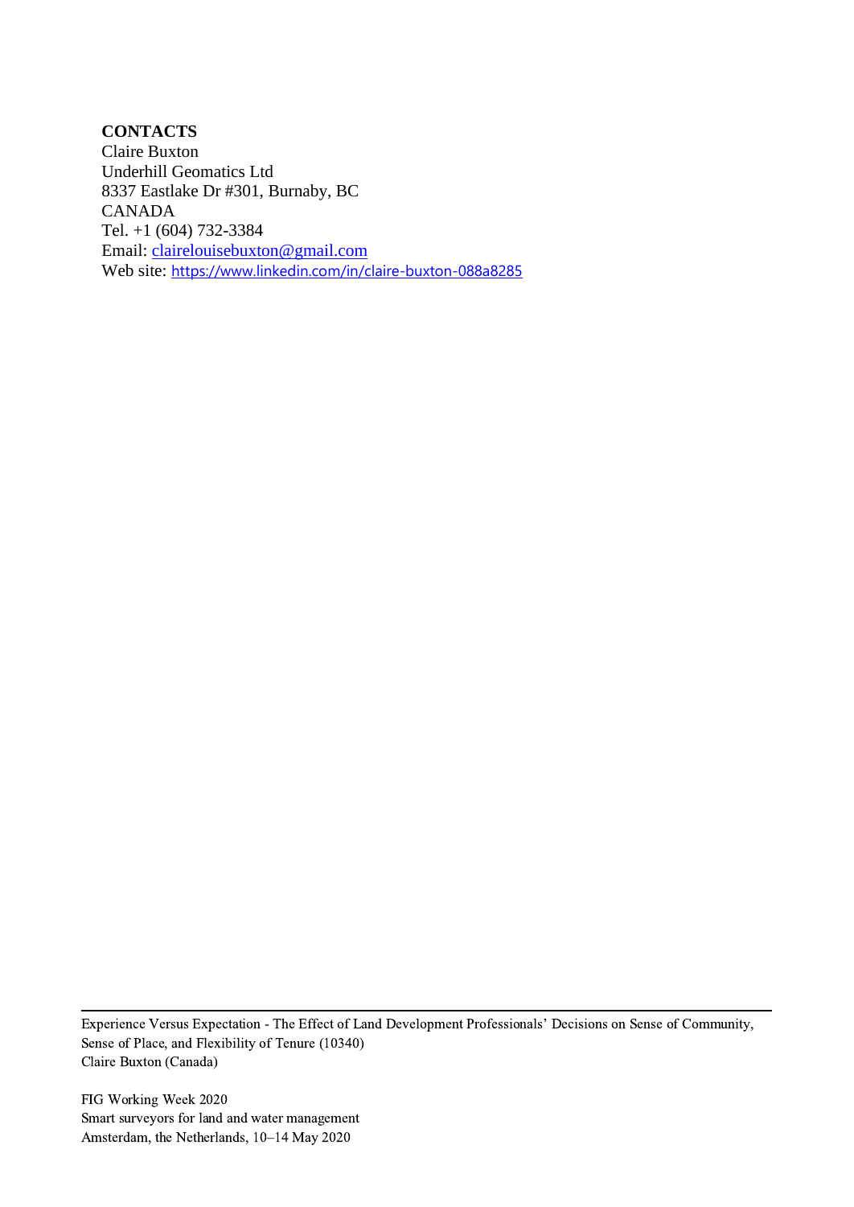**CONTACTS**

Claire Buxton
Underhill Geomatics Ltd
8337 Eastlake Dr #301, Burnaby, BC
CANADA
Tel. +1 (604) 732-3384
Email: clairelouisebuxton@gmail.com
Web site: https://www.linkedin.com/in/claire-buxton-088a8285